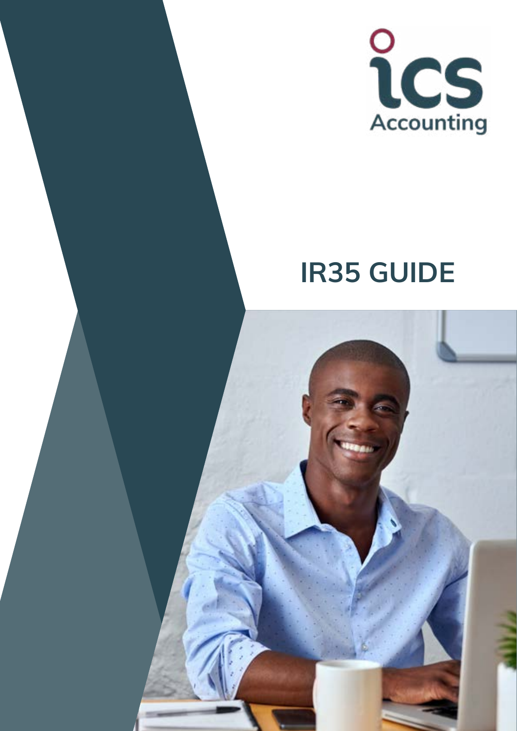ics Accounting

# IR35 GUIDE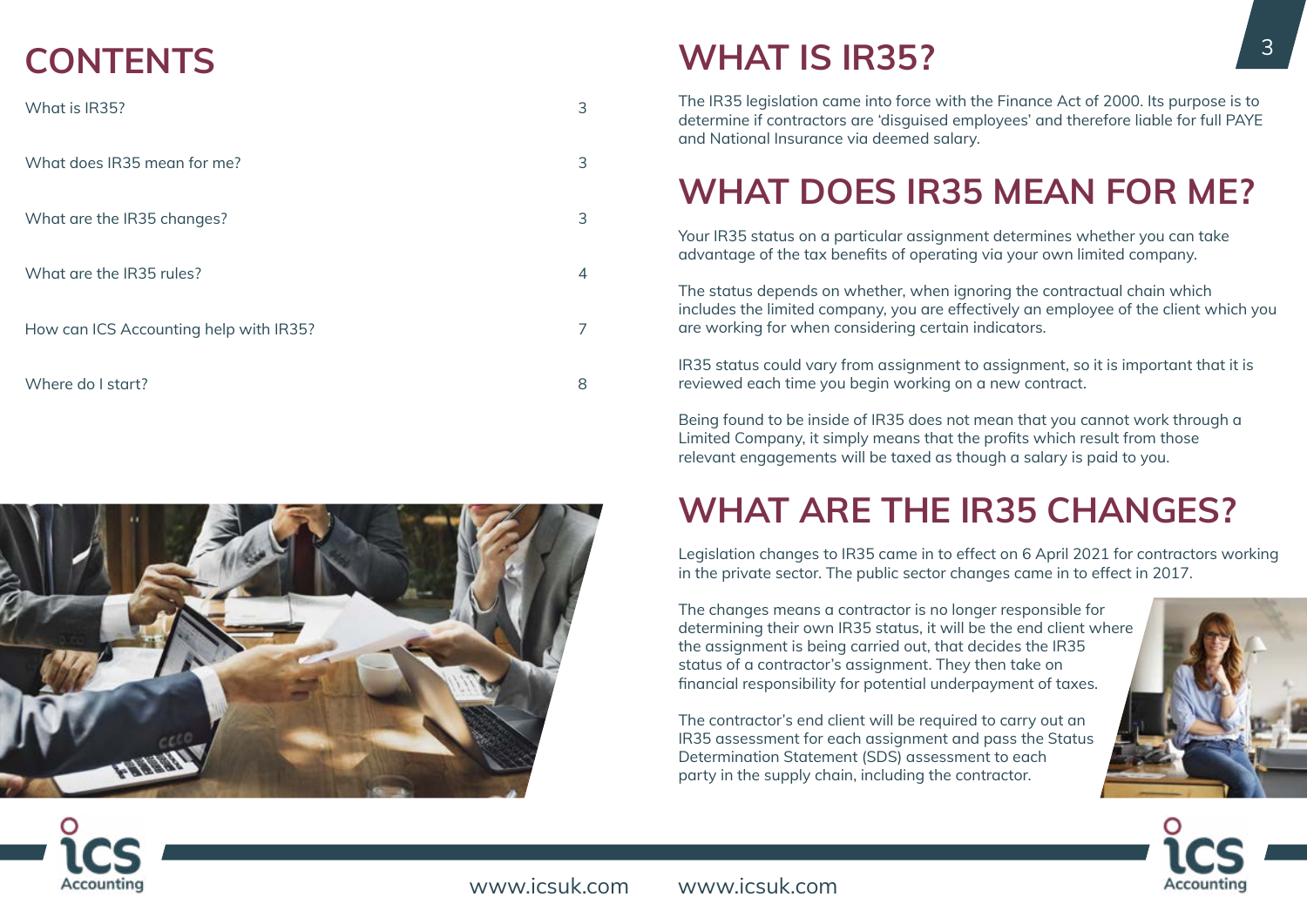# CONTENTS

| | |
|---|---|
| What is IR35? | 3 |
| What does IR35 mean for me? | 3 |
| What are the IR35 changes? | 3 |
| What are the IR35 rules? | 4 |
| How can ICS Accounting help with IR35? | 7 |
| Where do I start? | 8 |

# WHAT IS IR35?

The IR35 legislation came into force with the Finance Act of 2000. Its purpose is to determine if contractors are 'disguised employees' and therefore liable for full PAYE and National Insurance via deemed salary.

# WHAT DOES IR35 MEAN FOR ME?

Your IR35 status on a particular assignment determines whether you can take advantage of the tax benefits of operating via your own limited company.

The status depends on whether, when ignoring the contractual chain which includes the limited company, you are effectively an employee of the client which you are working for when considering certain indicators.

IR35 status could vary from assignment to assignment, so it is important that it is reviewed each time you begin working on a new contract.

Being found to be inside of IR35 does not mean that you cannot work through a Limited Company, it simply means that the profits which result from those relevant engagements will be taxed as though a salary is paid to you.

# WHAT ARE THE IR35 CHANGES?

Legislation changes to IR35 came in to effect on 6 April 2021 for contractors working in the private sector. The public sector changes came in to effect in 2017.

The changes means a contractor is no longer responsible for determining their own IR35 status, it will be the end client where the assignment is being carried out, that decides the IR35 status of a contractor's assignment. They then take on financial responsibility for potential underpayment of taxes.

The contractor's end client will be required to carry out an IR35 assessment for each assignment and pass the Status Determination Statement (SDS) assessment to each party in the supply chain, including the contractor.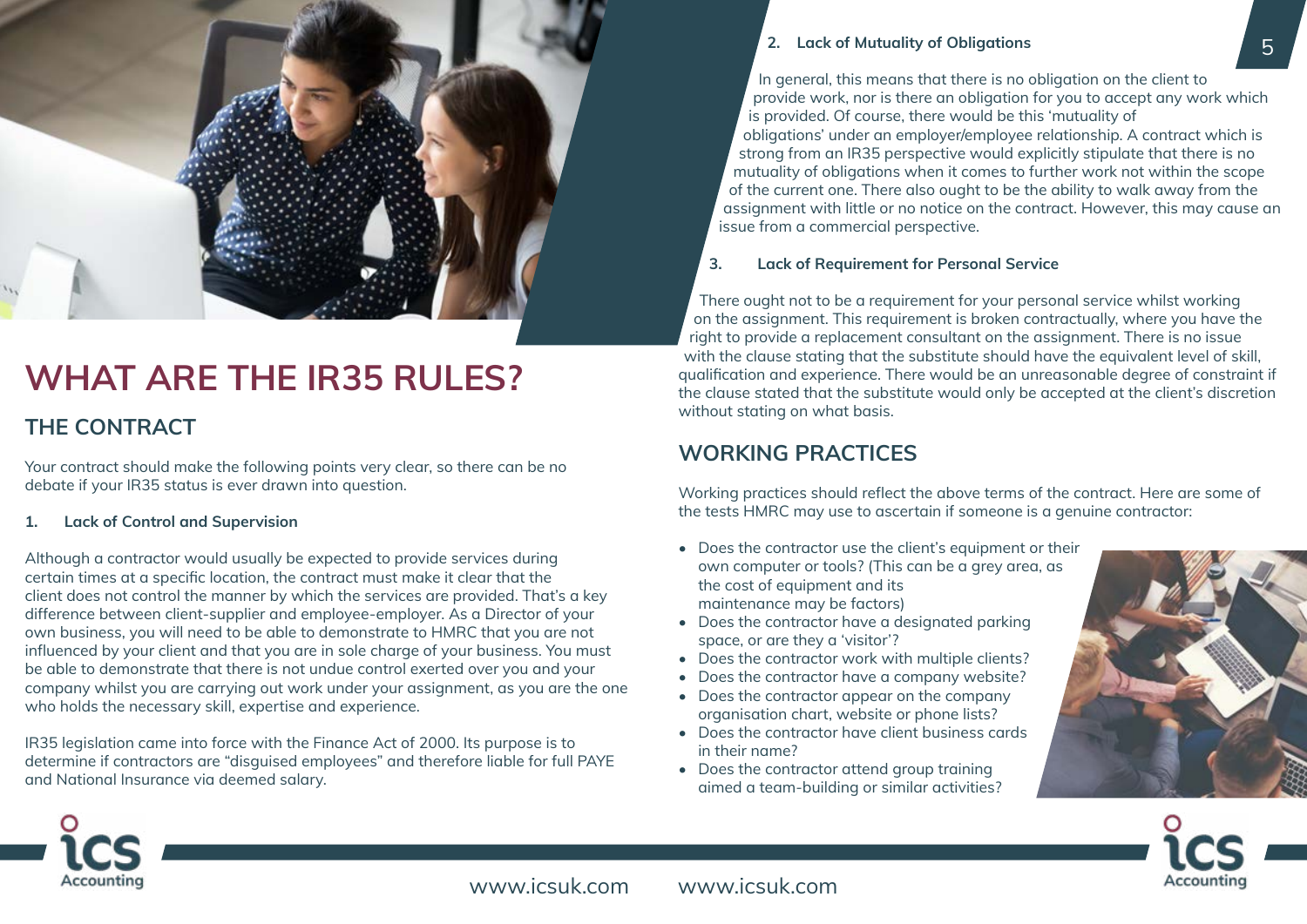# WHAT ARE THE IR35 RULES?

## THE CONTRACT

Your contract should make the following points very clear, so there can be no debate if your IR35 status is ever drawn into question.

**1. Lack of Control and Supervision**

Although a contractor would usually be expected to provide services during certain times at a specific location, the contract must make it clear that the client does not control the manner by which the services are provided. That's a key difference between client-supplier and employee-employer. As a Director of your own business, you will need to be able to demonstrate to HMRC that you are not influenced by your client and that you are in sole charge of your business. You must be able to demonstrate that there is not undue control exerted over you and your company whilst you are carrying out work under your assignment, as you are the one who holds the necessary skill, expertise and experience.

IR35 legislation came into force with the Finance Act of 2000. Its purpose is to determine if contractors are "disguised employees" and therefore liable for full PAYE and National Insurance via deemed salary.

**2. Lack of Mutuality of Obligations**

In general, this means that there is no obligation on the client to provide work, nor is there an obligation for you to accept any work which is provided. Of course, there would be this 'mutuality of obligations' under an employer/employee relationship. A contract which is strong from an IR35 perspective would explicitly stipulate that there is no mutuality of obligations when it comes to further work not within the scope of the current one. There also ought to be the ability to walk away from the assignment with little or no notice on the contract. However, this may cause an issue from a commercial perspective.

**3. Lack of Requirement for Personal Service**

There ought not to be a requirement for your personal service whilst working on the assignment. This requirement is broken contractually, where you have the right to provide a replacement consultant on the assignment. There is no issue with the clause stating that the substitute should have the equivalent level of skill, qualification and experience. There would be an unreasonable degree of constraint if the clause stated that the substitute would only be accepted at the client's discretion without stating on what basis.

## WORKING PRACTICES

Working practices should reflect the above terms of the contract. Here are some of the tests HMRC may use to ascertain if someone is a genuine contractor:

- Does the contractor use the client's equipment or their own computer or tools? (This can be a grey area, as the cost of equipment and its maintenance may be factors)
- Does the contractor have a designated parking space, or are they a 'visitor'?
- Does the contractor work with multiple clients?
- Does the contractor have a company website?
- Does the contractor appear on the company organisation chart, website or phone lists?
- Does the contractor have client business cards in their name?
- Does the contractor attend group training aimed a team-building or similar activities?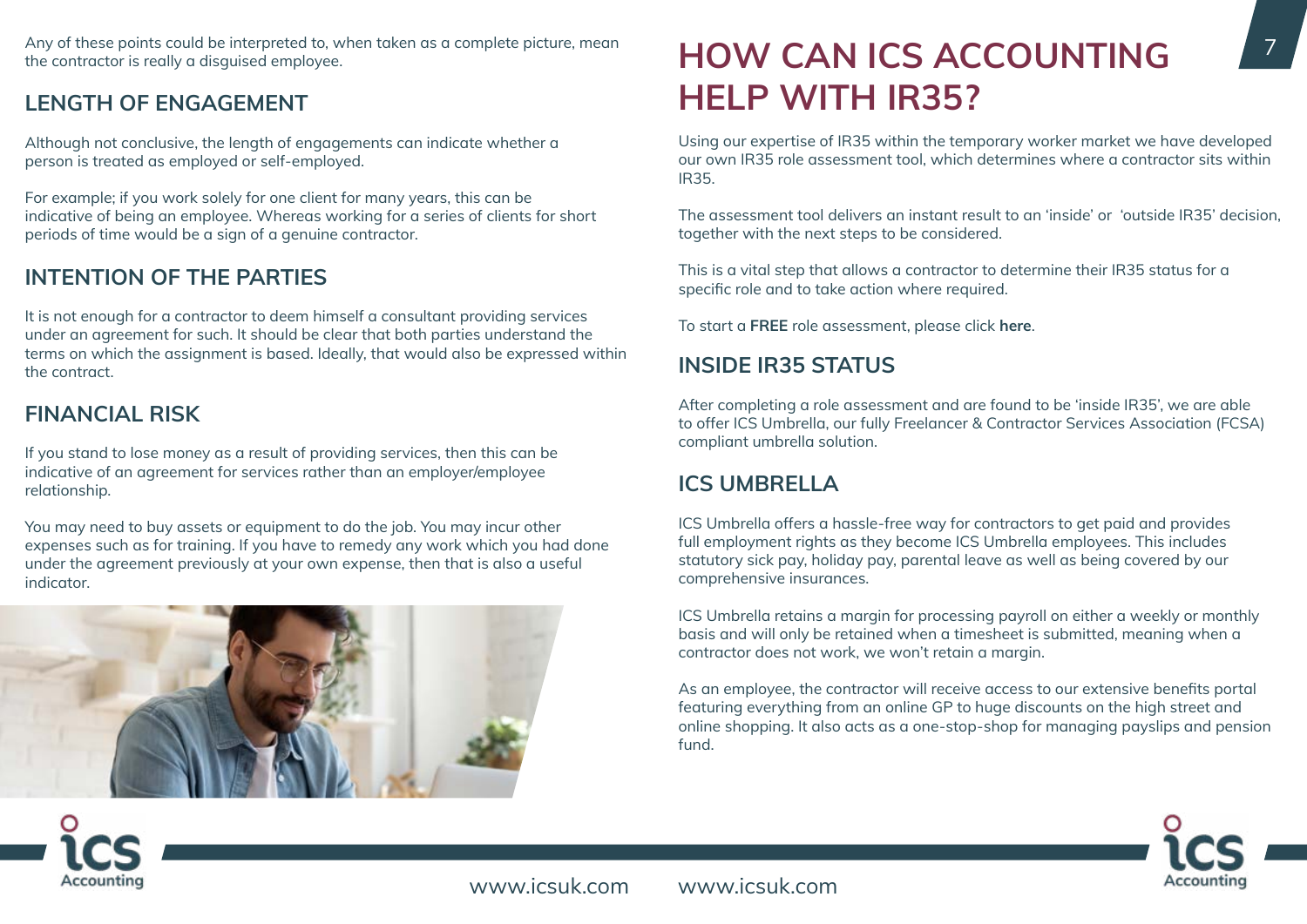Any of these points could be interpreted to, when taken as a complete picture, mean the contractor is really a disguised employee.

## LENGTH OF ENGAGEMENT

Although not conclusive, the length of engagements can indicate whether a person is treated as employed or self-employed.

For example; if you work solely for one client for many years, this can be indicative of being an employee. Whereas working for a series of clients for short periods of time would be a sign of a genuine contractor.

## INTENTION OF THE PARTIES

It is not enough for a contractor to deem himself a consultant providing services under an agreement for such. It should be clear that both parties understand the terms on which the assignment is based. Ideally, that would also be expressed within the contract.

## FINANCIAL RISK

If you stand to lose money as a result of providing services, then this can be indicative of an agreement for services rather than an employer/employee relationship.

You may need to buy assets or equipment to do the job. You may incur other expenses such as for training. If you have to remedy any work which you had done under the agreement previously at your own expense, then that is also a useful indicator.

# HOW CAN ICS ACCOUNTING HELP WITH IR35?

Using our expertise of IR35 within the temporary worker market we have developed our own IR35 role assessment tool, which determines where a contractor sits within IR35.

The assessment tool delivers an instant result to an 'inside' or 'outside IR35' decision, together with the next steps to be considered.

This is a vital step that allows a contractor to determine their IR35 status for a specific role and to take action where required.

To start a **FREE** role assessment, please click **here**.

## INSIDE IR35 STATUS

After completing a role assessment and are found to be 'inside IR35', we are able to offer ICS Umbrella, our fully Freelancer & Contractor Services Association (FCSA) compliant umbrella solution.

## ICS UMBRELLA

ICS Umbrella offers a hassle-free way for contractors to get paid and provides full employment rights as they become ICS Umbrella employees. This includes statutory sick pay, holiday pay, parental leave as well as being covered by our comprehensive insurances.

ICS Umbrella retains a margin for processing payroll on either a weekly or monthly basis and will only be retained when a timesheet is submitted, meaning when a contractor does not work, we won't retain a margin.

As an employee, the contractor will receive access to our extensive benefits portal featuring everything from an online GP to huge discounts on the high street and online shopping. It also acts as a one-stop-shop for managing payslips and pension fund.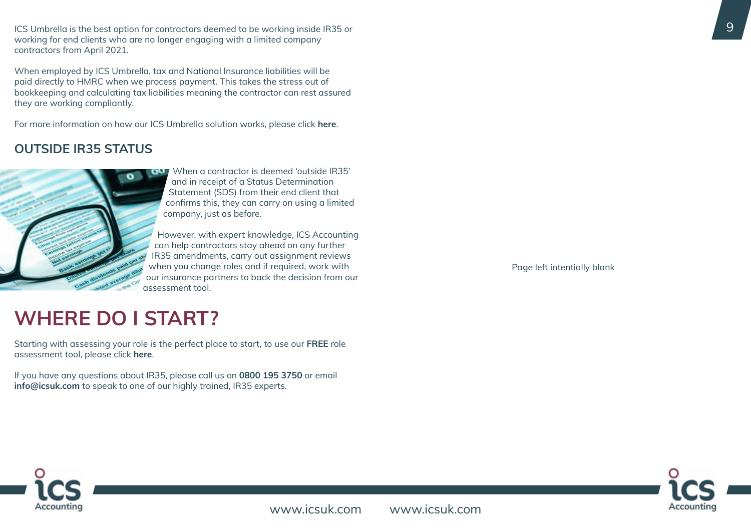ICS Umbrella is the best option for contractors deemed to be working inside IR35 or working for end clients who are no longer engaging with a limited company contractors from April 2021.

When employed by ICS Umbrella, tax and National Insurance liabilities will be paid directly to HMRC when we process payment. This takes the stress out of bookkeeping and calculating tax liabilities meaning the contractor can rest assured they are working compliantly.

For more information on how our ICS Umbrella solution works, please click **here**.

## OUTSIDE IR35 STATUS

When a contractor is deemed 'outside IR35' and in receipt of a Status Determination Statement (SDS) from their end client that confirms this, they can carry on using a limited company, just as before.

However, with expert knowledge, ICS Accounting can help contractors stay ahead on any further IR35 amendments, carry out assignment reviews when you change roles and if required, work with our insurance partners to back the decision from our assessment tool.

# WHERE DO I START?

Starting with assessing your role is the perfect place to start, to use our **FREE** role assessment tool, please click **here**.

If you have any questions about IR35, please call us on **0800 195 3750** or email **info@icsuk.com** to speak to one of our highly trained, IR35 experts.

Page left intentionally blank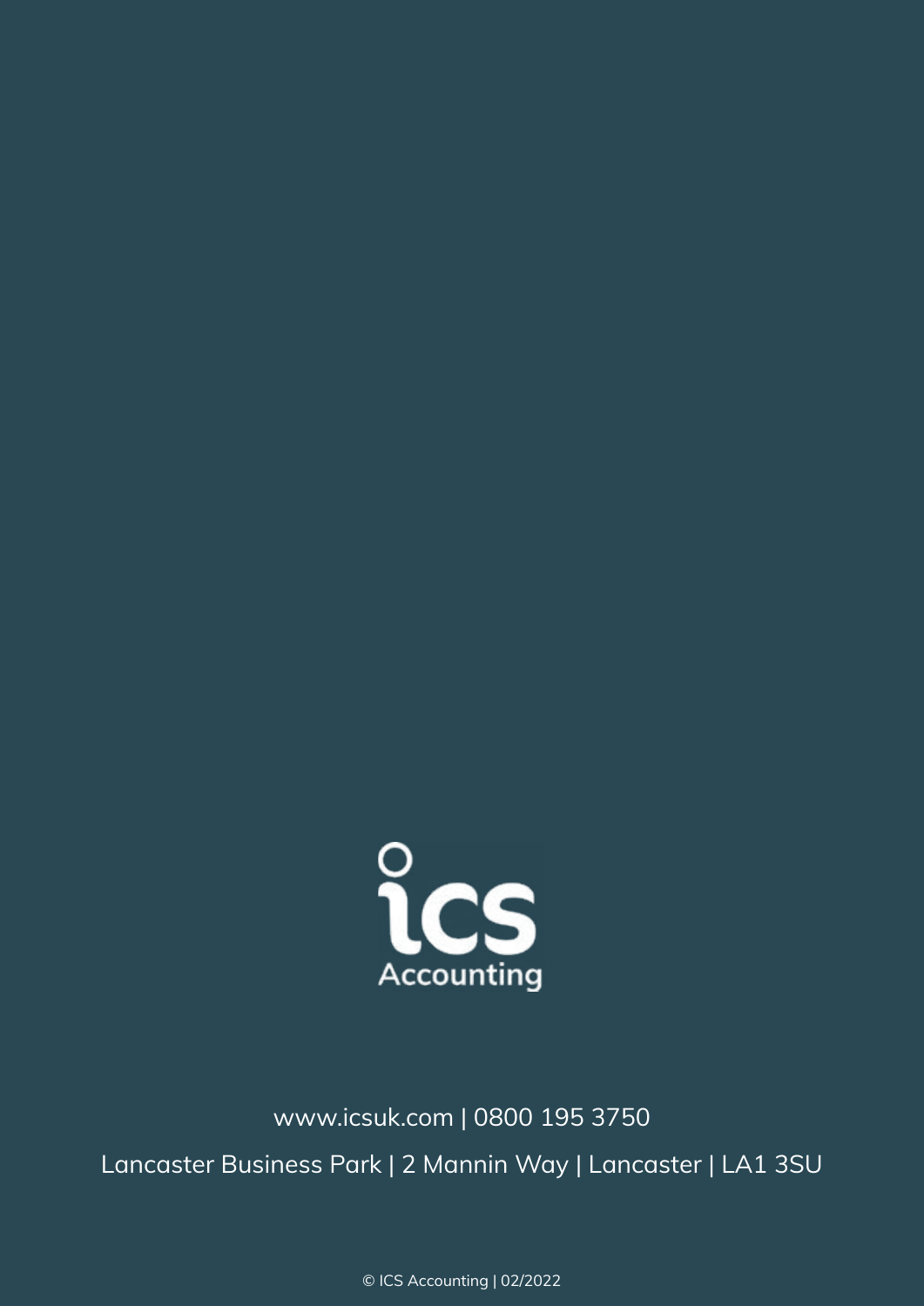ICS Accounting

www.icsuk.com | 0800 195 3750

Lancaster Business Park | 2 Mannin Way | Lancaster | LA1 3SU

© ICS Accounting | 02/2022